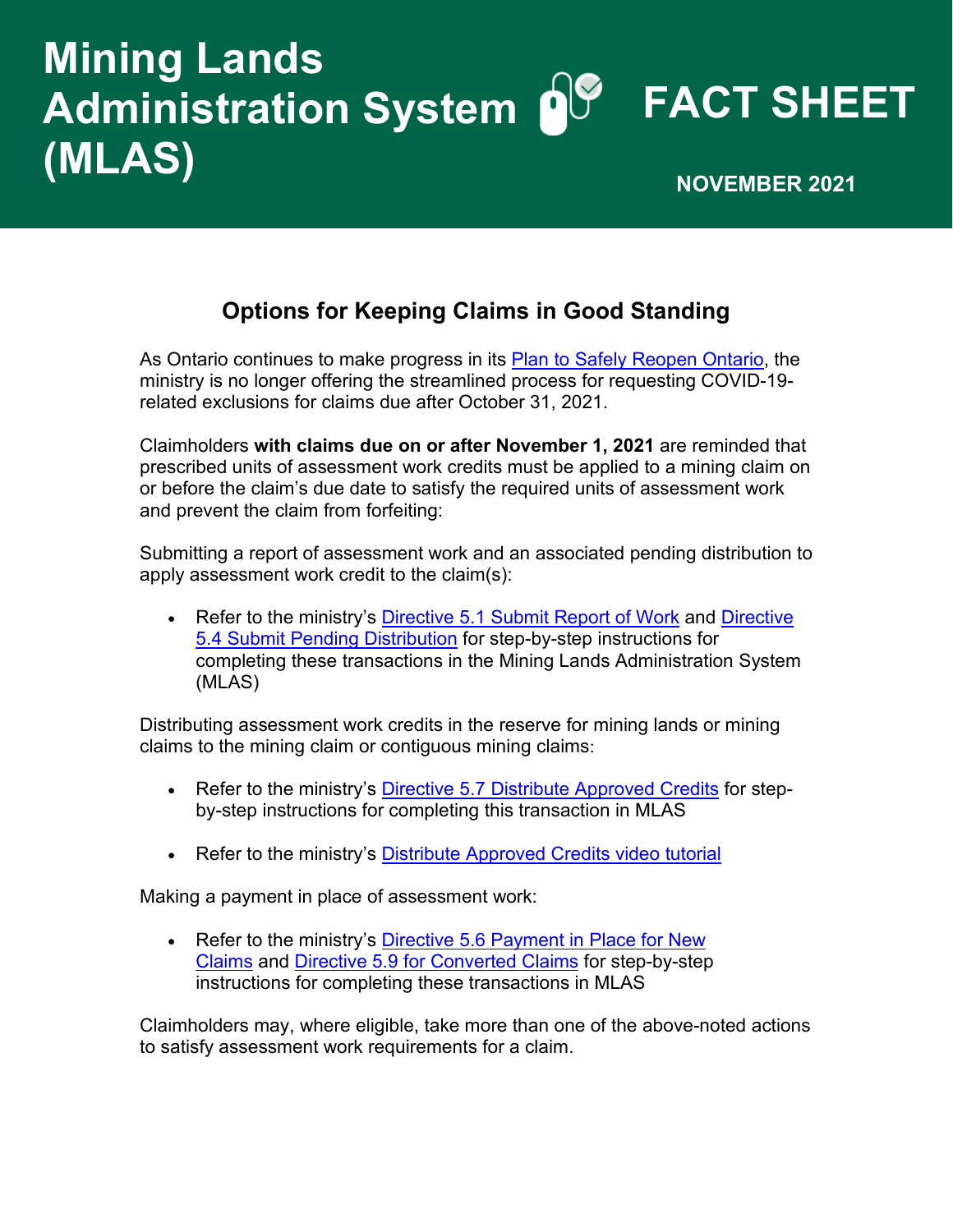# Mining Lands Administration System (MLAS) FACT SHEET

**NOVEMBER 2021**

## Options for Keeping Claims in Good Standing

As Ontario continues to make progress in its Plan to Safely Reopen Ontario, the ministry is no longer offering the streamlined process for requesting COVID-19-related exclusions for claims due after October 31, 2021.

Claimholders **with claims due on or after November 1, 2021** are reminded that prescribed units of assessment work credits must be applied to a mining claim on or before the claim's due date to satisfy the required units of assessment work and prevent the claim from forfeiting:

Submitting a report of assessment work and an associated pending distribution to apply assessment work credit to the claim(s):

- Refer to the ministry's Directive 5.1 Submit Report of Work and Directive 5.4 Submit Pending Distribution for step-by-step instructions for completing these transactions in the Mining Lands Administration System (MLAS)

Distributing assessment work credits in the reserve for mining lands or mining claims to the mining claim or contiguous mining claims:

- Refer to the ministry's Directive 5.7 Distribute Approved Credits for step-by-step instructions for completing this transaction in MLAS
- Refer to the ministry's Distribute Approved Credits video tutorial

Making a payment in place of assessment work:

- Refer to the ministry's Directive 5.6 Payment in Place for New Claims and Directive 5.9 for Converted Claims for step-by-step instructions for completing these transactions in MLAS

Claimholders may, where eligible, take more than one of the above-noted actions to satisfy assessment work requirements for a claim.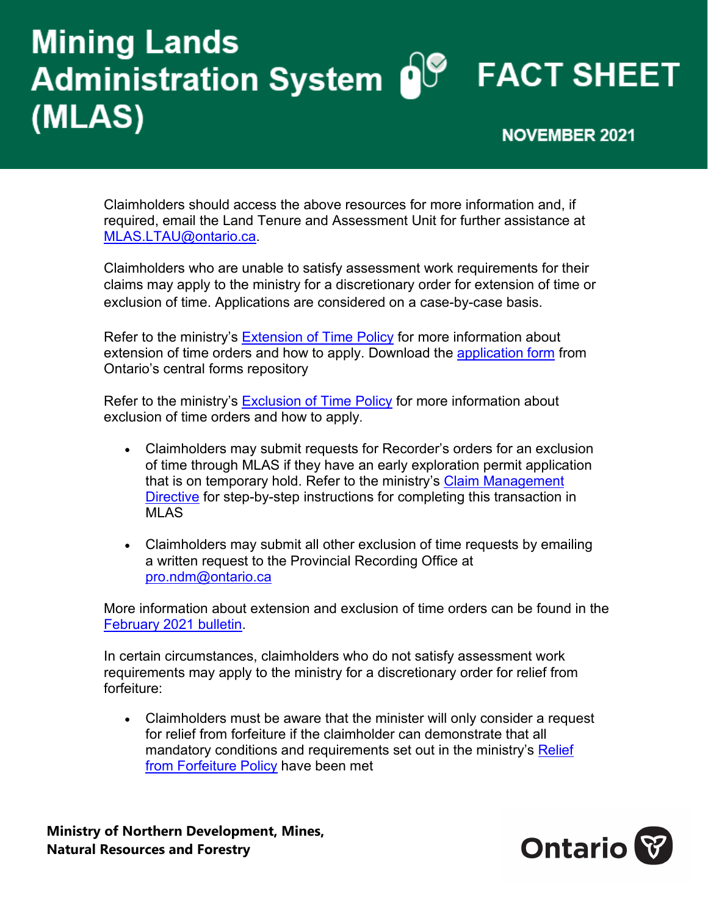Claimholders should access the above resources for more information and, if required, email the Land Tenure and Assessment Unit for further assistance at MLAS.LTAU@ontario.ca.

Claimholders who are unable to satisfy assessment work requirements for their claims may apply to the ministry for a discretionary order for extension of time or exclusion of time. Applications are considered on a case-by-case basis.

Refer to the ministry's Extension of Time Policy for more information about extension of time orders and how to apply. Download the application form from Ontario's central forms repository

Refer to the ministry's Exclusion of Time Policy for more information about exclusion of time orders and how to apply.

- Claimholders may submit requests for Recorder's orders for an exclusion of time through MLAS if they have an early exploration permit application that is on temporary hold. Refer to the ministry's Claim Management Directive for step-by-step instructions for completing this transaction in MLAS
- Claimholders may submit all other exclusion of time requests by emailing a written request to the Provincial Recording Office at pro.ndm@ontario.ca

More information about extension and exclusion of time orders can be found in the February 2021 bulletin.

In certain circumstances, claimholders who do not satisfy assessment work requirements may apply to the ministry for a discretionary order for relief from forfeiture:

- Claimholders must be aware that the minister will only consider a request for relief from forfeiture if the claimholder can demonstrate that all mandatory conditions and requirements set out in the ministry's Relief from Forfeiture Policy have been met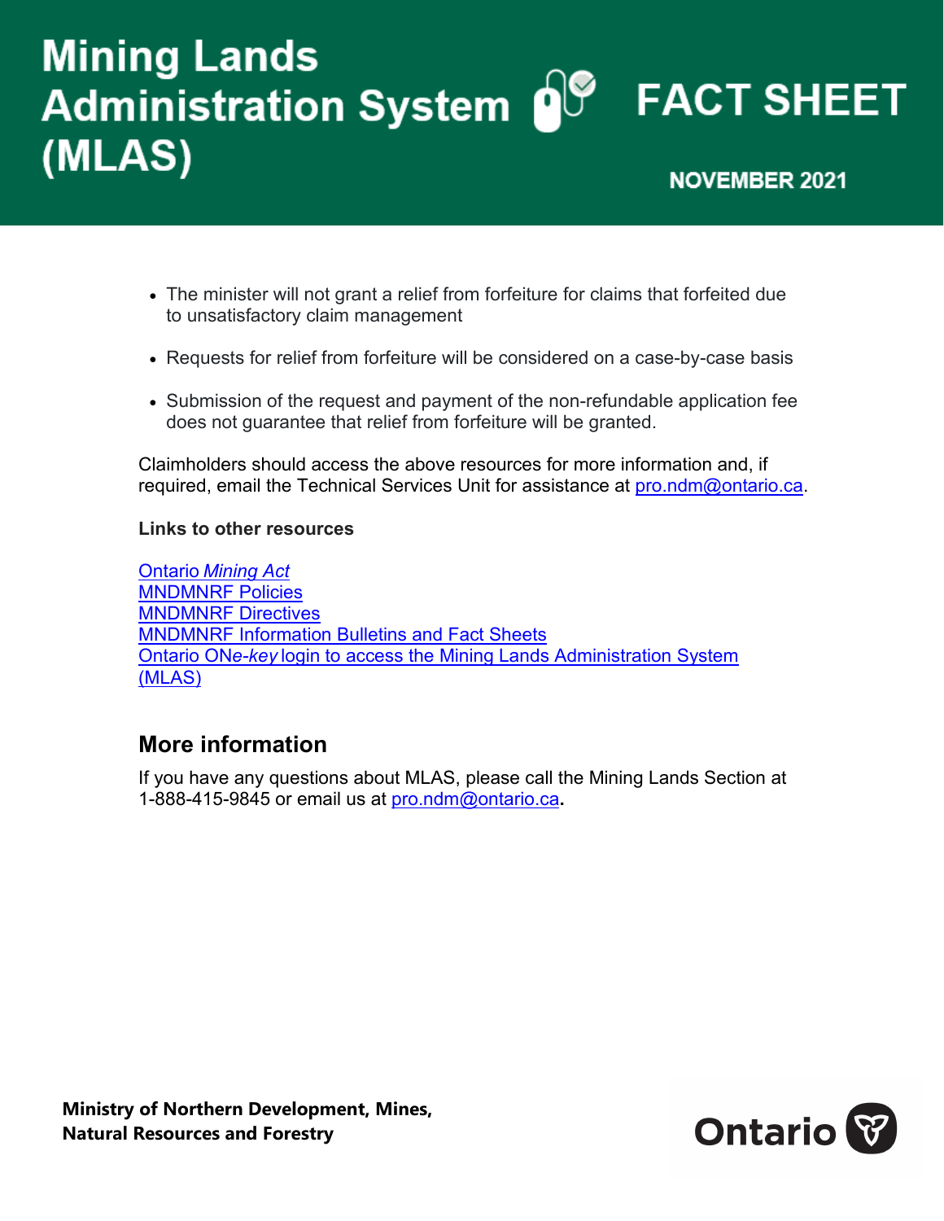- The minister will not grant a relief from forfeiture for claims that forfeited due to unsatisfactory claim management
- Requests for relief from forfeiture will be considered on a case-by-case basis
- Submission of the request and payment of the non-refundable application fee does not guarantee that relief from forfeiture will be granted.

Claimholders should access the above resources for more information and, if required, email the Technical Services Unit for assistance at pro.ndm@ontario.ca.

**Links to other resources**

Ontario *Mining Act*
MNDMNRF Policies
MNDMNRF Directives
MNDMNRF Information Bulletins and Fact Sheets
Ontario ONe-*key* login to access the Mining Lands Administration System (MLAS)

## More information

If you have any questions about MLAS, please call the Mining Lands Section at 1-888-415-9845 or email us at pro.ndm@ontario.ca.